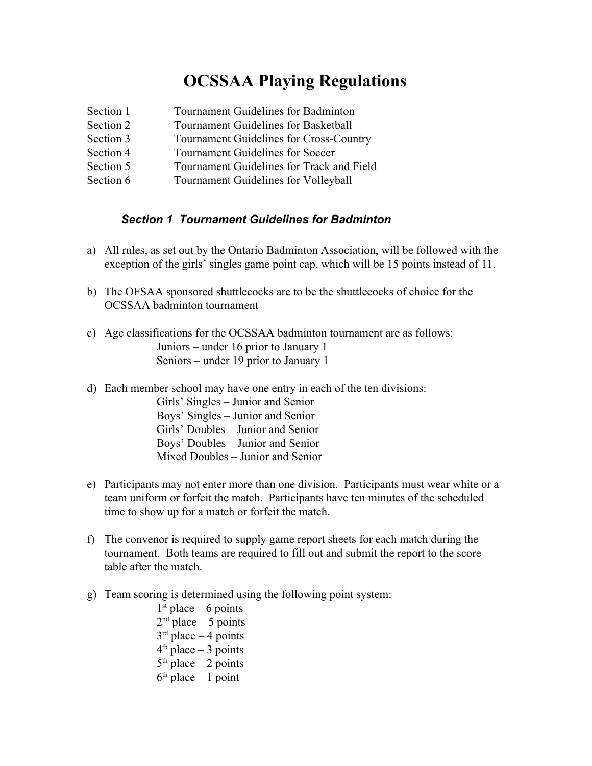# OCSSAA Playing Regulations

| | |
|---|---|
| Section 1 | Tournament Guidelines for Badminton |
| Section 2 | Tournament Guidelines for Basketball |
| Section 3 | Tournament Guidelines for Cross-Country |
| Section 4 | Tournament Guidelines for Soccer |
| Section 5 | Tournament Guidelines for Track and Field |
| Section 6 | Tournament Guidelines for Volleyball |

## *Section 1 Tournament Guidelines for Badminton*

a) All rules, as set out by the Ontario Badminton Association, will be followed with the exception of the girls' singles game point cap, which will be 15 points instead of 11.

b) The OFSAA sponsored shuttlecocks are to be the shuttlecocks of choice for the OCSSAA badminton tournament

c) Age classifications for the OCSSAA badminton tournament are as follows:
   - Juniors – under 16 prior to January 1
   - Seniors – under 19 prior to January 1

d) Each member school may have one entry in each of the ten divisions:
   - Girls' Singles – Junior and Senior
   - Boys' Singles – Junior and Senior
   - Girls' Doubles – Junior and Senior
   - Boys' Doubles – Junior and Senior
   - Mixed Doubles – Junior and Senior

e) Participants may not enter more than one division. Participants must wear white or a team uniform or forfeit the match. Participants have ten minutes of the scheduled time to show up for a match or forfeit the match.

f) The convenor is required to supply game report sheets for each match during the tournament. Both teams are required to fill out and submit the report to the score table after the match.

g) Team scoring is determined using the following point system:
   - 1st place – 6 points
   - 2nd place – 5 points
   - 3rd place – 4 points
   - 4th place – 3 points
   - 5th place – 2 points
   - 6th place – 1 point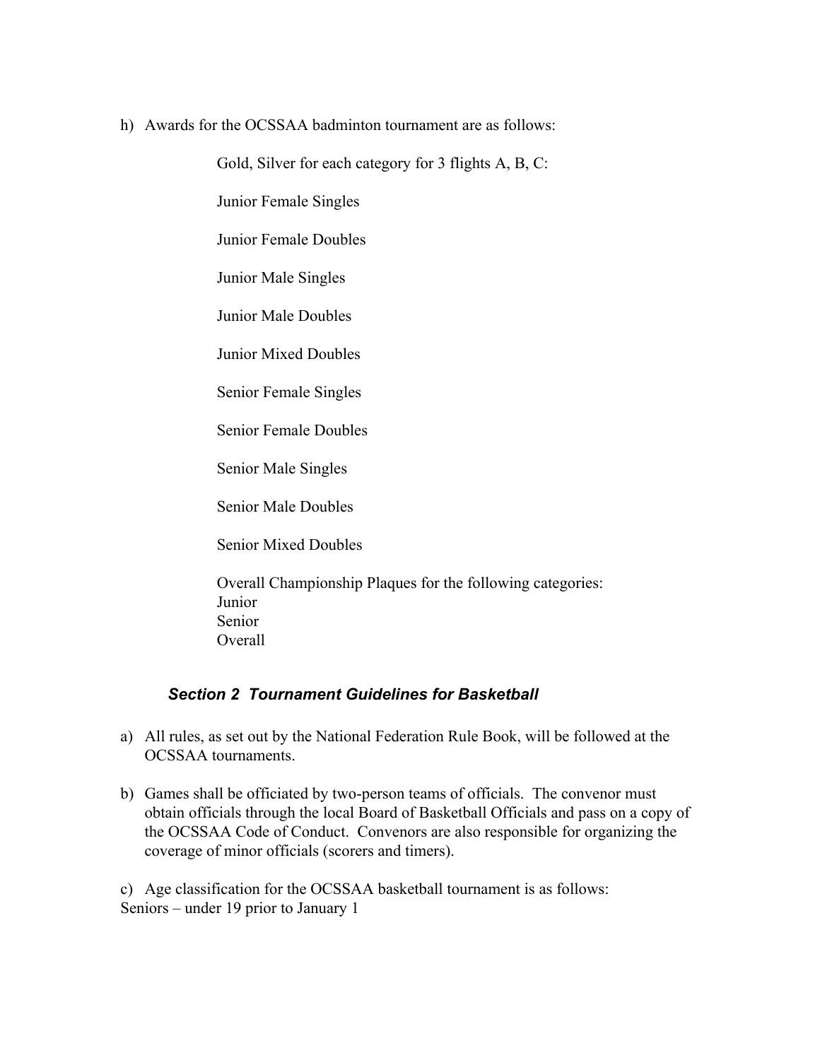h) Awards for the OCSSAA badminton tournament are as follows:

Gold, Silver for each category for 3 flights A, B, C:

Junior Female Singles

Junior Female Doubles

Junior Male Singles

Junior Male Doubles

Junior Mixed Doubles

Senior Female Singles

Senior Female Doubles

Senior Male Singles

Senior Male Doubles

Senior Mixed Doubles

Overall Championship Plaques for the following categories:
Junior
Senior
Overall

### *Section 2 Tournament Guidelines for Basketball*

a) All rules, as set out by the National Federation Rule Book, will be followed at the OCSSAA tournaments.

b) Games shall be officiated by two-person teams of officials. The convenor must obtain officials through the local Board of Basketball Officials and pass on a copy of the OCSSAA Code of Conduct. Convenors are also responsible for organizing the coverage of minor officials (scorers and timers).

c) Age classification for the OCSSAA basketball tournament is as follows:
Seniors – under 19 prior to January 1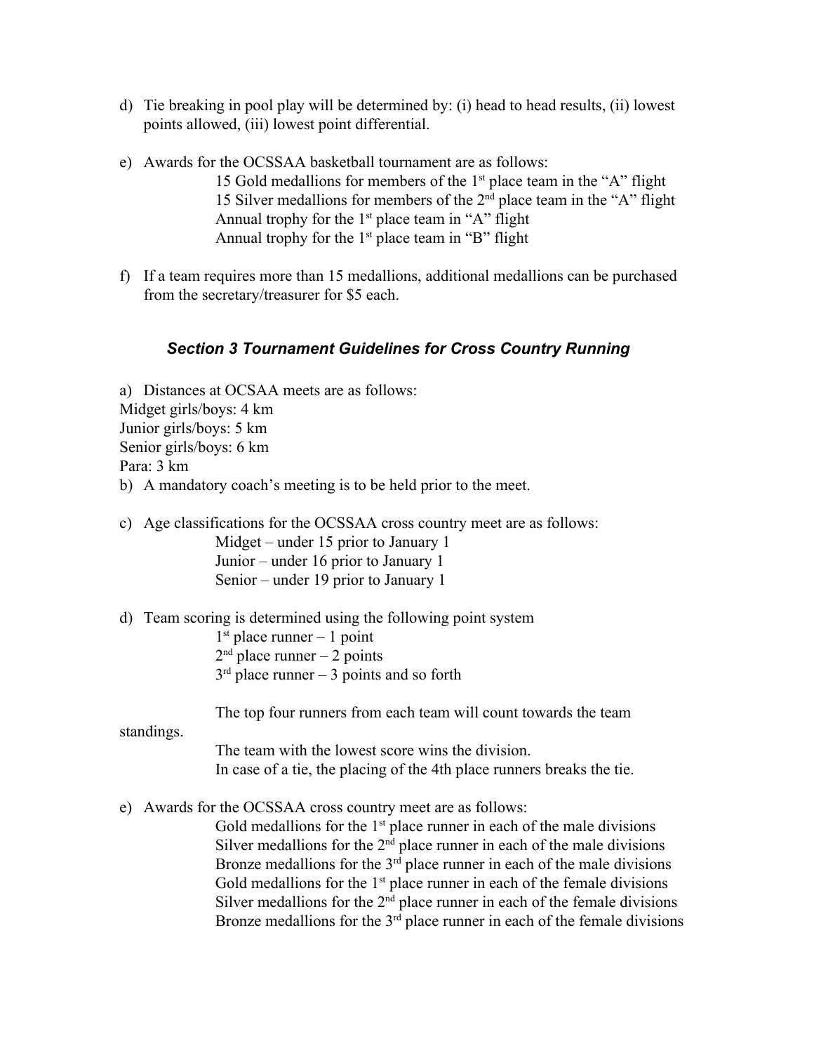d) Tie breaking in pool play will be determined by: (i) head to head results, (ii) lowest points allowed, (iii) lowest point differential.

e) Awards for the OCSSAA basketball tournament are as follows:

    15 Gold medallions for members of the 1st place team in the "A" flight
    15 Silver medallions for members of the 2nd place team in the "A" flight
    Annual trophy for the 1st place team in "A" flight
    Annual trophy for the 1st place team in "B" flight

f) If a team requires more than 15 medallions, additional medallions can be purchased from the secretary/treasurer for $5 each.

### *Section 3 Tournament Guidelines for Cross Country Running*

a) Distances at OCSAA meets are as follows:
Midget girls/boys: 4 km
Junior girls/boys: 5 km
Senior girls/boys: 6 km
Para: 3 km

b) A mandatory coach's meeting is to be held prior to the meet.

c) Age classifications for the OCSSAA cross country meet are as follows:

    Midget – under 15 prior to January 1
    Junior – under 16 prior to January 1
    Senior – under 19 prior to January 1

d) Team scoring is determined using the following point system

    1st place runner – 1 point
    2nd place runner – 2 points
    3rd place runner – 3 points and so forth

    The top four runners from each team will count towards the team standings.
    The team with the lowest score wins the division.
    In case of a tie, the placing of the 4th place runners breaks the tie.

e) Awards for the OCSSAA cross country meet are as follows:

    Gold medallions for the 1st place runner in each of the male divisions
    Silver medallions for the 2nd place runner in each of the male divisions
    Bronze medallions for the 3rd place runner in each of the male divisions
    Gold medallions for the 1st place runner in each of the female divisions
    Silver medallions for the 2nd place runner in each of the female divisions
    Bronze medallions for the 3rd place runner in each of the female divisions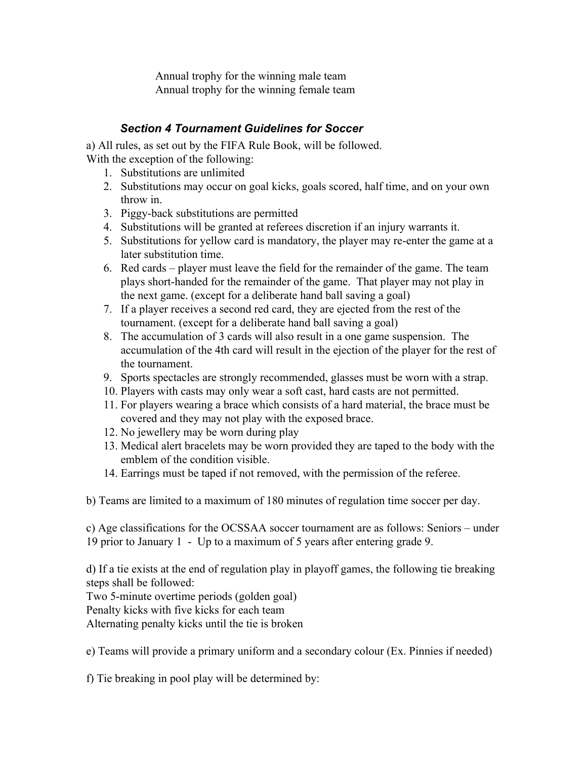Annual trophy for the winning male team
Annual trophy for the winning female team

### *Section 4 Tournament Guidelines for Soccer*

a) All rules, as set out by the FIFA Rule Book, will be followed.
With the exception of the following:

1. Substitutions are unlimited
2. Substitutions may occur on goal kicks, goals scored, half time, and on your own throw in.
3. Piggy-back substitutions are permitted
4. Substitutions will be granted at referees discretion if an injury warrants it.
5. Substitutions for yellow card is mandatory, the player may re-enter the game at a later substitution time.
6. Red cards – player must leave the field for the remainder of the game. The team plays short-handed for the remainder of the game. That player may not play in the next game. (except for a deliberate hand ball saving a goal)
7. If a player receives a second red card, they are ejected from the rest of the tournament. (except for a deliberate hand ball saving a goal)
8. The accumulation of 3 cards will also result in a one game suspension. The accumulation of the 4th card will result in the ejection of the player for the rest of the tournament.
9. Sports spectacles are strongly recommended, glasses must be worn with a strap.
10. Players with casts may only wear a soft cast, hard casts are not permitted.
11. For players wearing a brace which consists of a hard material, the brace must be covered and they may not play with the exposed brace.
12. No jewellery may be worn during play
13. Medical alert bracelets may be worn provided they are taped to the body with the emblem of the condition visible.
14. Earrings must be taped if not removed, with the permission of the referee.

b) Teams are limited to a maximum of 180 minutes of regulation time soccer per day.

c) Age classifications for the OCSSAA soccer tournament are as follows: Seniors – under 19 prior to January 1 - Up to a maximum of 5 years after entering grade 9.

d) If a tie exists at the end of regulation play in playoff games, the following tie breaking steps shall be followed:
Two 5-minute overtime periods (golden goal)
Penalty kicks with five kicks for each team
Alternating penalty kicks until the tie is broken

e) Teams will provide a primary uniform and a secondary colour (Ex. Pinnies if needed)

f) Tie breaking in pool play will be determined by: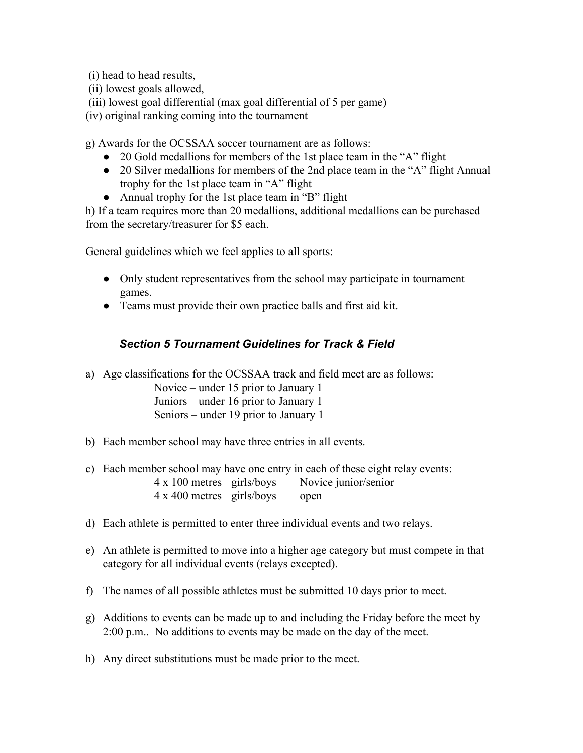(i) head to head results,
(ii) lowest goals allowed,
(iii) lowest goal differential (max goal differential of 5 per game)
(iv) original ranking coming into the tournament

g) Awards for the OCSSAA soccer tournament are as follows:

- 20 Gold medallions for members of the 1st place team in the "A" flight
- 20 Silver medallions for members of the 2nd place team in the "A" flight Annual trophy for the 1st place team in "A" flight
- Annual trophy for the 1st place team in "B" flight

h) If a team requires more than 20 medallions, additional medallions can be purchased from the secretary/treasurer for $5 each.

General guidelines which we feel applies to all sports:

- Only student representatives from the school may participate in tournament games.
- Teams must provide their own practice balls and first aid kit.

### *Section 5 Tournament Guidelines for Track & Field*

a) Age classifications for the OCSSAA track and field meet are as follows:
   Novice – under 15 prior to January 1
   Juniors – under 16 prior to January 1
   Seniors – under 19 prior to January 1

b) Each member school may have three entries in all events.

c) Each member school may have one entry in each of these eight relay events:
   4 x 100 metres girls/boys Novice junior/senior
   4 x 400 metres girls/boys open

d) Each athlete is permitted to enter three individual events and two relays.

e) An athlete is permitted to move into a higher age category but must compete in that category for all individual events (relays excepted).

f) The names of all possible athletes must be submitted 10 days prior to meet.

g) Additions to events can be made up to and including the Friday before the meet by 2:00 p.m.. No additions to events may be made on the day of the meet.

h) Any direct substitutions must be made prior to the meet.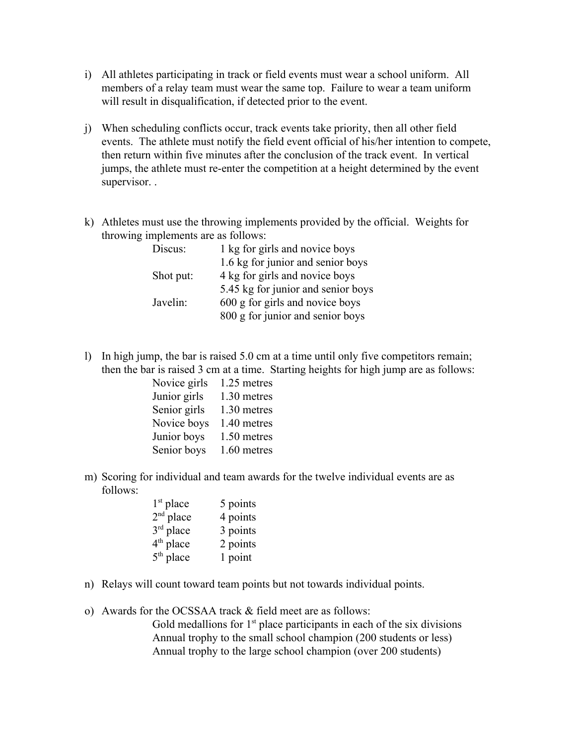i) All athletes participating in track or field events must wear a school uniform. All members of a relay team must wear the same top. Failure to wear a team uniform will result in disqualification, if detected prior to the event.

j) When scheduling conflicts occur, track events take priority, then all other field events. The athlete must notify the field event official of his/her intention to compete, then return within five minutes after the conclusion of the track event. In vertical jumps, the athlete must re-enter the competition at a height determined by the event supervisor. .

k) Athletes must use the throwing implements provided by the official. Weights for throwing implements are as follows:

| | |
|---|---|
| Discus: | 1 kg for girls and novice boys |
| | 1.6 kg for junior and senior boys |
| Shot put: | 4 kg for girls and novice boys |
| | 5.45 kg for junior and senior boys |
| Javelin: | 600 g for girls and novice boys |
| | 800 g for junior and senior boys |

l) In high jump, the bar is raised 5.0 cm at a time until only five competitors remain; then the bar is raised 3 cm at a time. Starting heights for high jump are as follows:

| | |
|---|---|
| Novice girls | 1.25 metres |
| Junior girls | 1.30 metres |
| Senior girls | 1.30 metres |
| Novice boys | 1.40 metres |
| Junior boys | 1.50 metres |
| Senior boys | 1.60 metres |

m) Scoring for individual and team awards for the twelve individual events are as follows:

| | |
|---|---|
| 1st place | 5 points |
| 2nd place | 4 points |
| 3rd place | 3 points |
| 4th place | 2 points |
| 5th place | 1 point |

n) Relays will count toward team points but not towards individual points.

o) Awards for the OCSSAA track & field meet are as follows:

Gold medallions for 1st place participants in each of the six divisions
Annual trophy to the small school champion (200 students or less)
Annual trophy to the large school champion (over 200 students)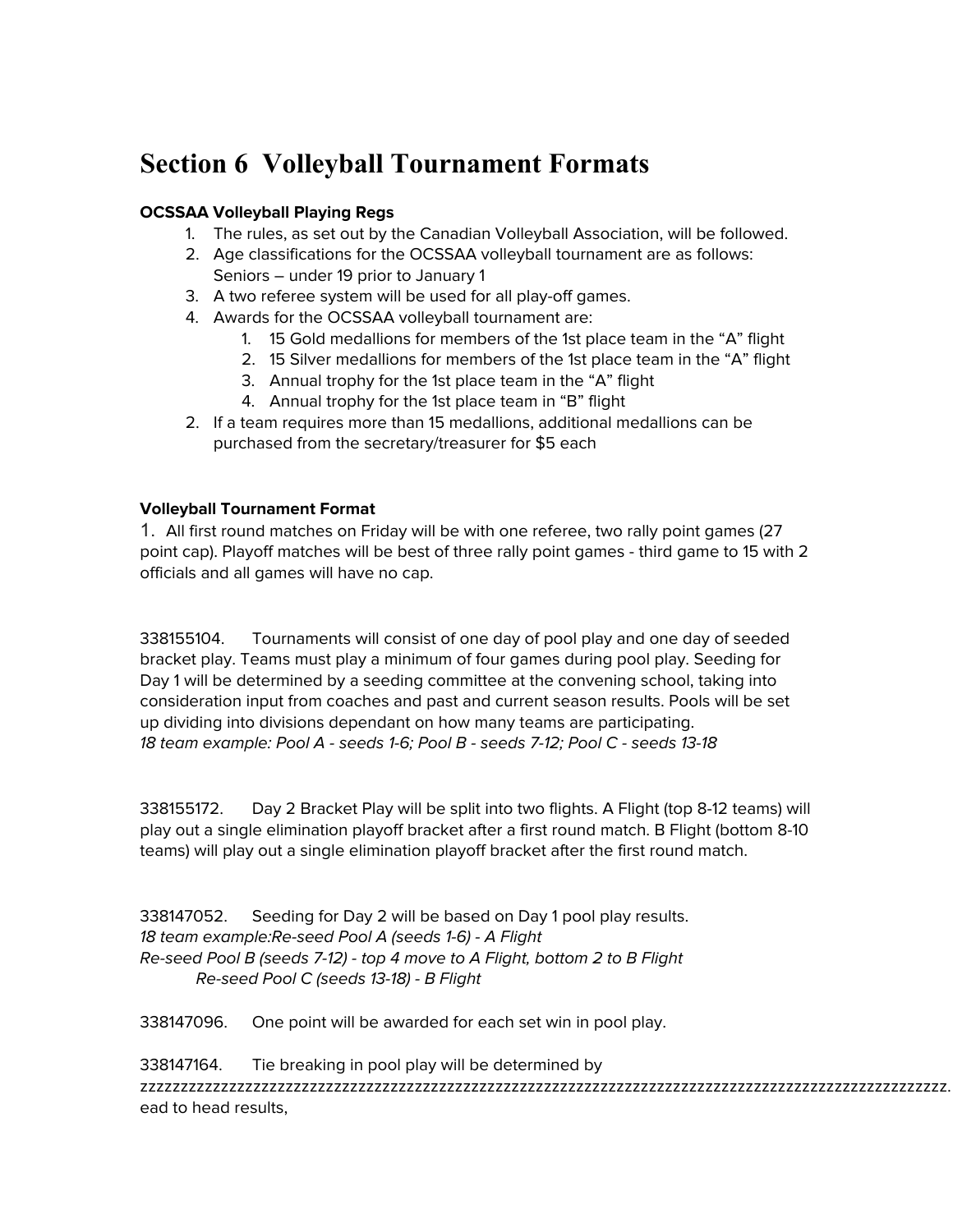# Section 6 Volleyball Tournament Formats

**OCSSAA Volleyball Playing Regs**

1. The rules, as set out by the Canadian Volleyball Association, will be followed.
2. Age classifications for the OCSSAA volleyball tournament are as follows: Seniors – under 19 prior to January 1
3. A two referee system will be used for all play-off games.
4. Awards for the OCSSAA volleyball tournament are:
    1. 15 Gold medallions for members of the 1st place team in the "A" flight
    2. 15 Silver medallions for members of the 1st place team in the "A" flight
    3. Annual trophy for the 1st place team in the "A" flight
    4. Annual trophy for the 1st place team in "B" flight
2. If a team requires more than 15 medallions, additional medallions can be purchased from the secretary/treasurer for $5 each

**Volleyball Tournament Format**

1. All first round matches on Friday will be with one referee, two rally point games (27 point cap). Playoff matches will be best of three rally point games - third game to 15 with 2 officials and all games will have no cap.

338155104. Tournaments will consist of one day of pool play and one day of seeded bracket play. Teams must play a minimum of four games during pool play. Seeding for Day 1 will be determined by a seeding committee at the convening school, taking into consideration input from coaches and past and current season results. Pools will be set up dividing into divisions dependant on how many teams are participating.
*18 team example: Pool A - seeds 1-6; Pool B - seeds 7-12; Pool C - seeds 13-18*

338155172. Day 2 Bracket Play will be split into two flights. A Flight (top 8-12 teams) will play out a single elimination playoff bracket after a first round match. B Flight (bottom 8-10 teams) will play out a single elimination playoff bracket after the first round match.

338147052. Seeding for Day 2 will be based on Day 1 pool play results.
*18 team example:Re-seed Pool A (seeds 1-6) - A Flight*
*Re-seed Pool B (seeds 7-12) - top 4 move to A Flight, bottom 2 to B Flight*
*Re-seed Pool C (seeds 13-18) - B Flight*

338147096. One point will be awarded for each set win in pool play.

338147164. Tie breaking in pool play will be determined by zzzzzzzzzzzzzzzzzzzzzzzzzzzzzzzzzzzzzzzzzzzzzzzzzzzzzzzzzzzzzzzzzzzzzzzzzzzzzzzzzzzzzzzzzzzzzzzzzz.
ead to head results,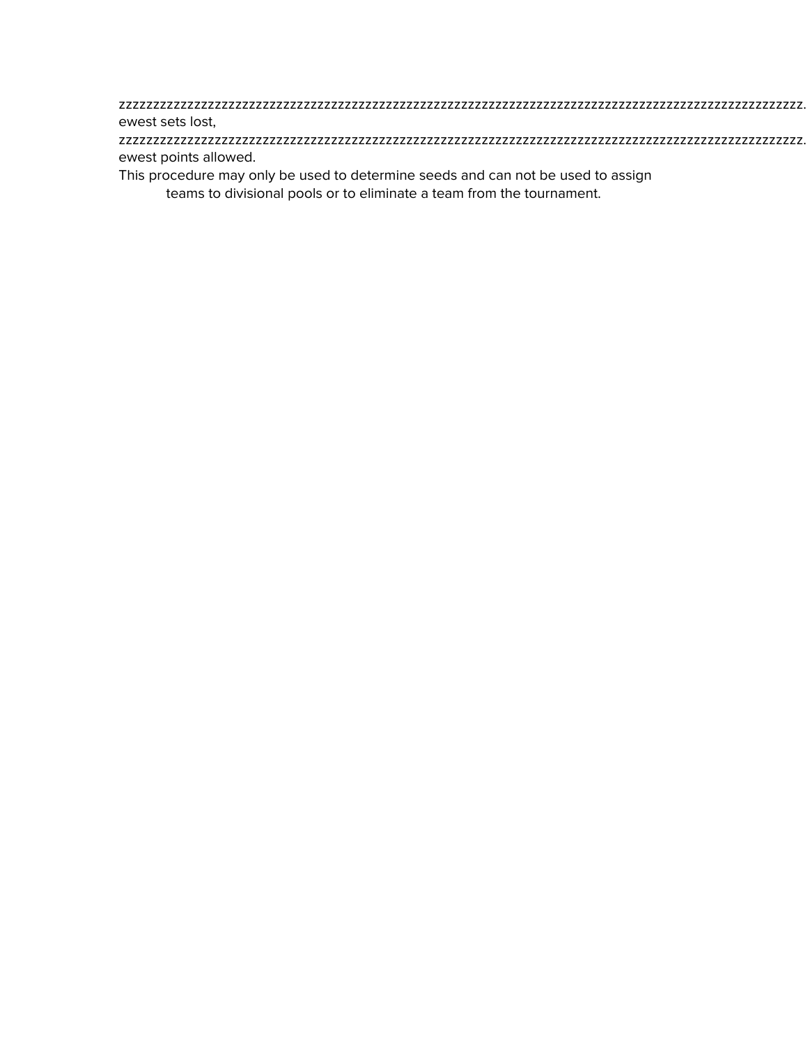zzzzzzzzzzzzzzzzzzzzzzzzzzzzzzzzzzzzzzzzzzzzzzzzzzzzzzzzzzzzzzzzzzzzzzzzzzzzzzzzzzzzzzzzzzzzzzzzzz.
ewest sets lost,
zzzzzzzzzzzzzzzzzzzzzzzzzzzzzzzzzzzzzzzzzzzzzzzzzzzzzzzzzzzzzzzzzzzzzzzzzzzzzzzzzzzzzzzzzzzzzzzzzz.
ewest points allowed.
This procedure may only be used to determine seeds and can not be used to assign
teams to divisional pools or to eliminate a team from the tournament.